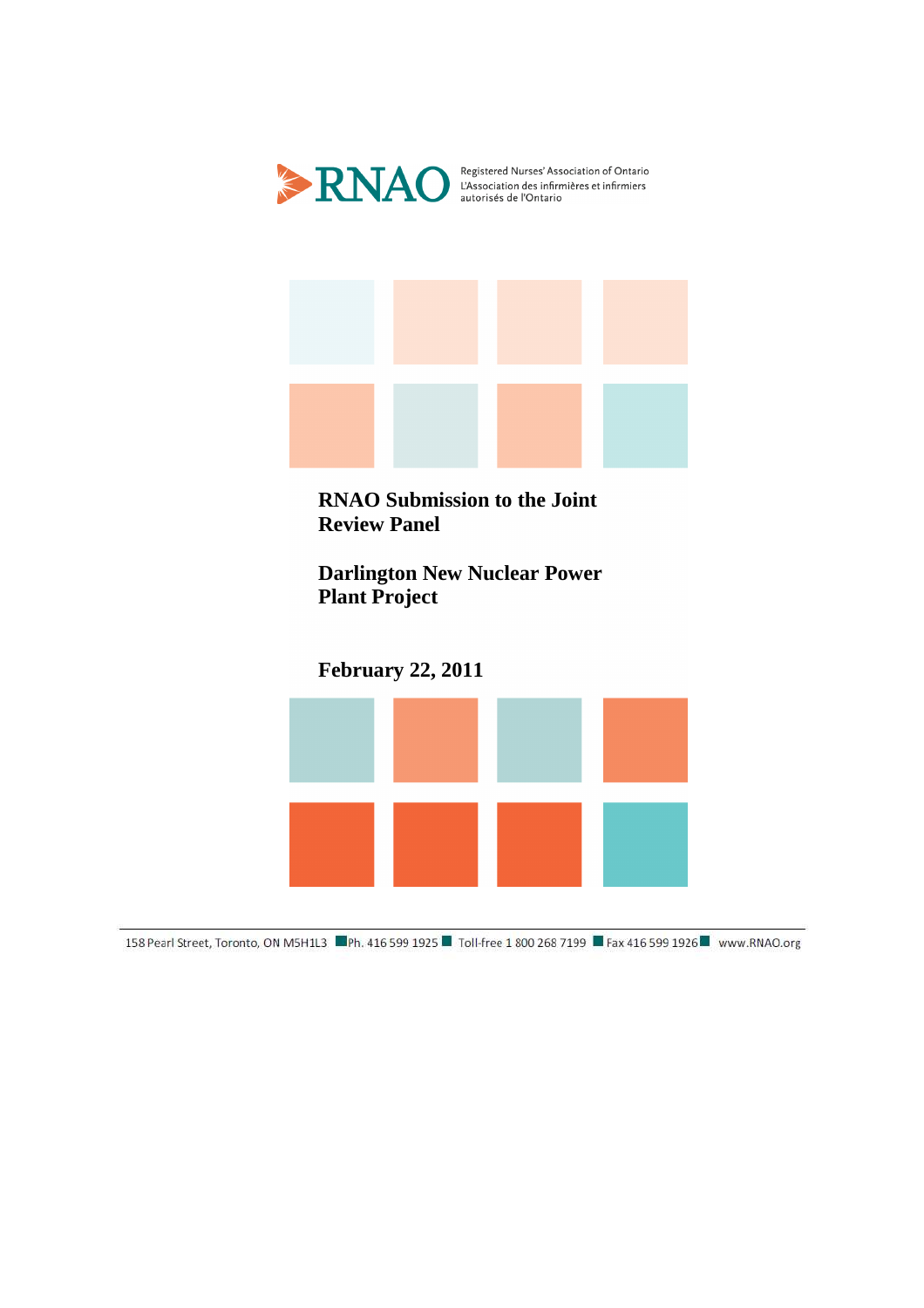RNAO Registered Nurses' Association of Ontario
L'Association des infirmières et infirmiers autorisés de l'Ontario

# RNAO Submission to the Joint Review Panel

# Darlington New Nuclear Power Plant Project

## February 22, 2011

158 Pearl Street, Toronto, ON M5H1L3 Ph. 416 599 1925 Toll-free 1 800 268 7199 Fax 416 599 1926 www.RNAO.org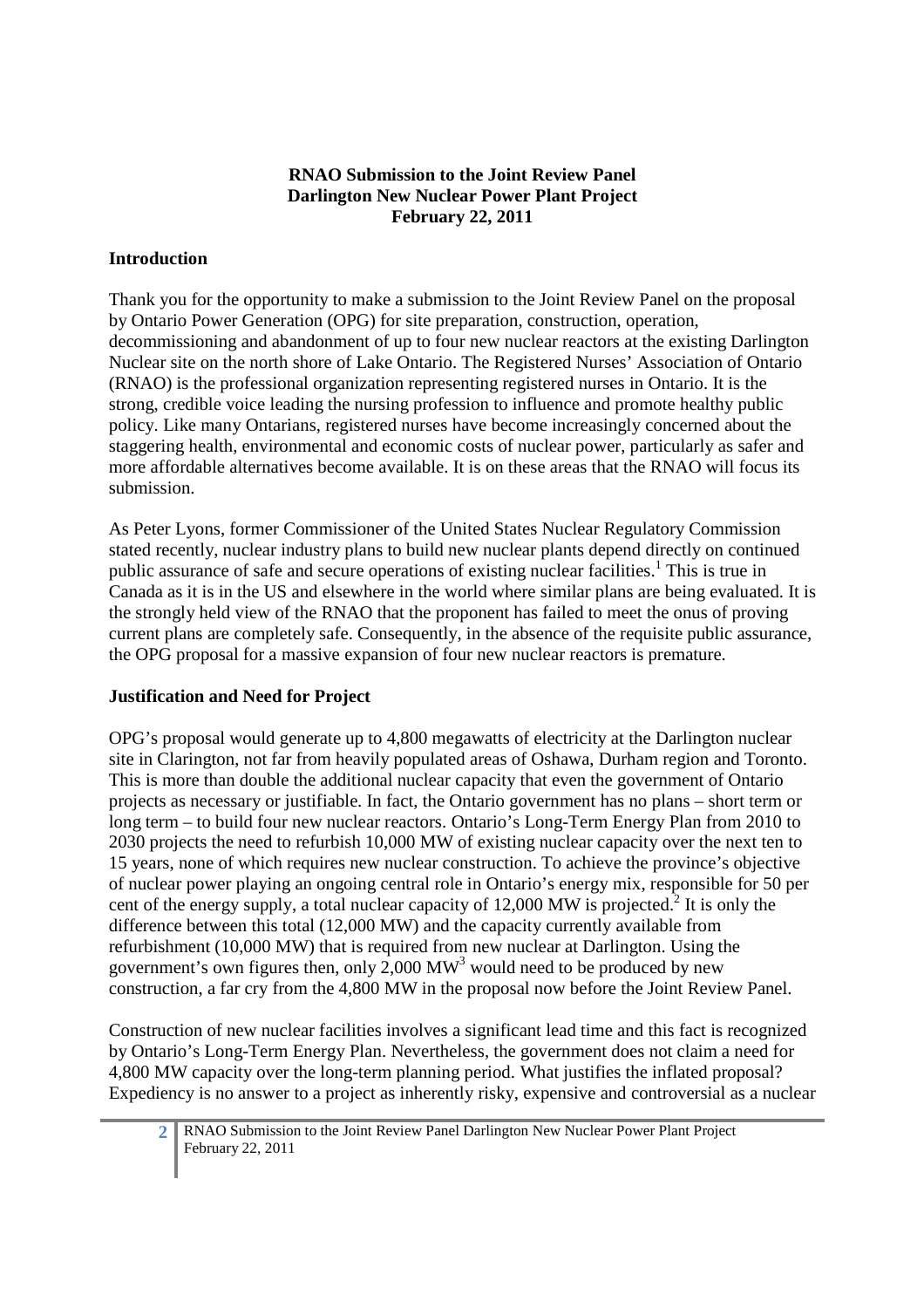**RNAO Submission to the Joint Review Panel**
**Darlington New Nuclear Power Plant Project**
**February 22, 2011**

## Introduction

Thank you for the opportunity to make a submission to the Joint Review Panel on the proposal by Ontario Power Generation (OPG) for site preparation, construction, operation, decommissioning and abandonment of up to four new nuclear reactors at the existing Darlington Nuclear site on the north shore of Lake Ontario. The Registered Nurses' Association of Ontario (RNAO) is the professional organization representing registered nurses in Ontario. It is the strong, credible voice leading the nursing profession to influence and promote healthy public policy. Like many Ontarians, registered nurses have become increasingly concerned about the staggering health, environmental and economic costs of nuclear power, particularly as safer and more affordable alternatives become available. It is on these areas that the RNAO will focus its submission.

As Peter Lyons, former Commissioner of the United States Nuclear Regulatory Commission stated recently, nuclear industry plans to build new nuclear plants depend directly on continued public assurance of safe and secure operations of existing nuclear facilities.[1] This is true in Canada as it is in the US and elsewhere in the world where similar plans are being evaluated. It is the strongly held view of the RNAO that the proponent has failed to meet the onus of proving current plans are completely safe. Consequently, in the absence of the requisite public assurance, the OPG proposal for a massive expansion of four new nuclear reactors is premature.

## Justification and Need for Project

OPG's proposal would generate up to 4,800 megawatts of electricity at the Darlington nuclear site in Clarington, not far from heavily populated areas of Oshawa, Durham region and Toronto. This is more than double the additional nuclear capacity that even the government of Ontario projects as necessary or justifiable. In fact, the Ontario government has no plans – short term or long term – to build four new nuclear reactors. Ontario's Long-Term Energy Plan from 2010 to 2030 projects the need to refurbish 10,000 MW of existing nuclear capacity over the next ten to 15 years, none of which requires new nuclear construction. To achieve the province's objective of nuclear power playing an ongoing central role in Ontario's energy mix, responsible for 50 per cent of the energy supply, a total nuclear capacity of 12,000 MW is projected.[2] It is only the difference between this total (12,000 MW) and the capacity currently available from refurbishment (10,000 MW) that is required from new nuclear at Darlington. Using the government's own figures then, only 2,000 MW[3] would need to be produced by new construction, a far cry from the 4,800 MW in the proposal now before the Joint Review Panel.

Construction of new nuclear facilities involves a significant lead time and this fact is recognized by Ontario's Long-Term Energy Plan. Nevertheless, the government does not claim a need for 4,800 MW capacity over the long-term planning period. What justifies the inflated proposal? Expediency is no answer to a project as inherently risky, expensive and controversial as a nuclear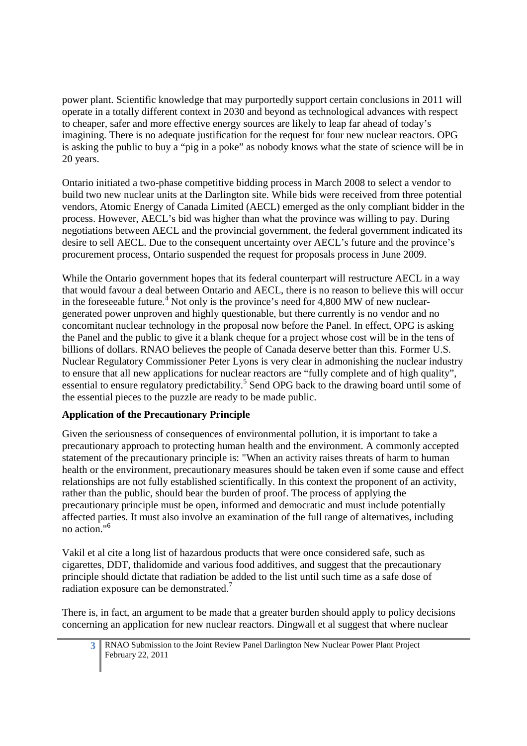power plant. Scientific knowledge that may purportedly support certain conclusions in 2011 will operate in a totally different context in 2030 and beyond as technological advances with respect to cheaper, safer and more effective energy sources are likely to leap far ahead of today's imagining. There is no adequate justification for the request for four new nuclear reactors. OPG is asking the public to buy a "pig in a poke" as nobody knows what the state of science will be in 20 years.

Ontario initiated a two-phase competitive bidding process in March 2008 to select a vendor to build two new nuclear units at the Darlington site. While bids were received from three potential vendors, Atomic Energy of Canada Limited (AECL) emerged as the only compliant bidder in the process. However, AECL's bid was higher than what the province was willing to pay. During negotiations between AECL and the provincial government, the federal government indicated its desire to sell AECL. Due to the consequent uncertainty over AECL's future and the province's procurement process, Ontario suspended the request for proposals process in June 2009.

While the Ontario government hopes that its federal counterpart will restructure AECL in a way that would favour a deal between Ontario and AECL, there is no reason to believe this will occur in the foreseeable future.[4] Not only is the province's need for 4,800 MW of new nuclear-generated power unproven and highly questionable, but there currently is no vendor and no concomitant nuclear technology in the proposal now before the Panel. In effect, OPG is asking the Panel and the public to give it a blank cheque for a project whose cost will be in the tens of billions of dollars. RNAO believes the people of Canada deserve better than this. Former U.S. Nuclear Regulatory Commissioner Peter Lyons is very clear in admonishing the nuclear industry to ensure that all new applications for nuclear reactors are "fully complete and of high quality", essential to ensure regulatory predictability.[5] Send OPG back to the drawing board until some of the essential pieces to the puzzle are ready to be made public.

**Application of the Precautionary Principle**

Given the seriousness of consequences of environmental pollution, it is important to take a precautionary approach to protecting human health and the environment. A commonly accepted statement of the precautionary principle is: "When an activity raises threats of harm to human health or the environment, precautionary measures should be taken even if some cause and effect relationships are not fully established scientifically. In this context the proponent of an activity, rather than the public, should bear the burden of proof. The process of applying the precautionary principle must be open, informed and democratic and must include potentially affected parties. It must also involve an examination of the full range of alternatives, including no action."[6]

Vakil et al cite a long list of hazardous products that were once considered safe, such as cigarettes, DDT, thalidomide and various food additives, and suggest that the precautionary principle should dictate that radiation be added to the list until such time as a safe dose of radiation exposure can be demonstrated.[7]

There is, in fact, an argument to be made that a greater burden should apply to policy decisions concerning an application for new nuclear reactors. Dingwall et al suggest that where nuclear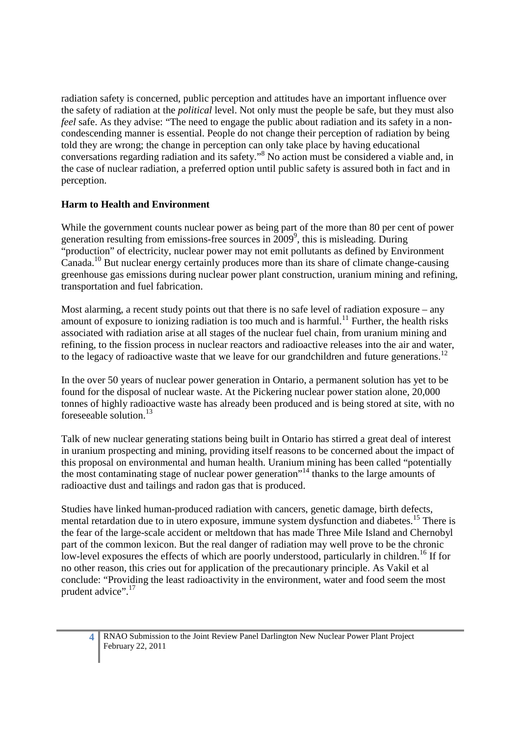radiation safety is concerned, public perception and attitudes have an important influence over the safety of radiation at the *political* level. Not only must the people be safe, but they must also *feel* safe. As they advise: "The need to engage the public about radiation and its safety in a non-condescending manner is essential. People do not change their perception of radiation by being told they are wrong; the change in perception can only take place by having educational conversations regarding radiation and its safety."[8] No action must be considered a viable and, in the case of nuclear radiation, a preferred option until public safety is assured both in fact and in perception.

**Harm to Health and Environment**

While the government counts nuclear power as being part of the more than 80 per cent of power generation resulting from emissions-free sources in 2009[9], this is misleading. During "production" of electricity, nuclear power may not emit pollutants as defined by Environment Canada.[10] But nuclear energy certainly produces more than its share of climate change-causing greenhouse gas emissions during nuclear power plant construction, uranium mining and refining, transportation and fuel fabrication.

Most alarming, a recent study points out that there is no safe level of radiation exposure – any amount of exposure to ionizing radiation is too much and is harmful.[11] Further, the health risks associated with radiation arise at all stages of the nuclear fuel chain, from uranium mining and refining, to the fission process in nuclear reactors and radioactive releases into the air and water, to the legacy of radioactive waste that we leave for our grandchildren and future generations.[12]

In the over 50 years of nuclear power generation in Ontario, a permanent solution has yet to be found for the disposal of nuclear waste. At the Pickering nuclear power station alone, 20,000 tonnes of highly radioactive waste has already been produced and is being stored at site, with no foreseeable solution.[13]

Talk of new nuclear generating stations being built in Ontario has stirred a great deal of interest in uranium prospecting and mining, providing itself reasons to be concerned about the impact of this proposal on environmental and human health. Uranium mining has been called "potentially the most contaminating stage of nuclear power generation"[14] thanks to the large amounts of radioactive dust and tailings and radon gas that is produced.

Studies have linked human-produced radiation with cancers, genetic damage, birth defects, mental retardation due to in utero exposure, immune system dysfunction and diabetes.[15] There is the fear of the large-scale accident or meltdown that has made Three Mile Island and Chernobyl part of the common lexicon. But the real danger of radiation may well prove to be the chronic low-level exposures the effects of which are poorly understood, particularly in children.[16] If for no other reason, this cries out for application of the precautionary principle. As Vakil et al conclude: "Providing the least radioactivity in the environment, water and food seem the most prudent advice".[17]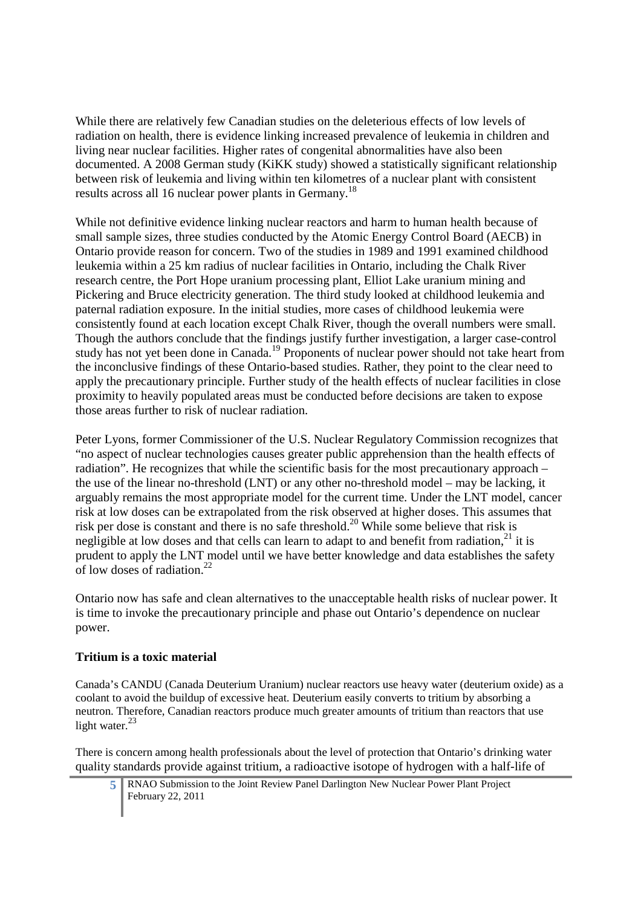While there are relatively few Canadian studies on the deleterious effects of low levels of radiation on health, there is evidence linking increased prevalence of leukemia in children and living near nuclear facilities. Higher rates of congenital abnormalities have also been documented. A 2008 German study (KiKK study) showed a statistically significant relationship between risk of leukemia and living within ten kilometres of a nuclear plant with consistent results across all 16 nuclear power plants in Germany.[18]

While not definitive evidence linking nuclear reactors and harm to human health because of small sample sizes, three studies conducted by the Atomic Energy Control Board (AECB) in Ontario provide reason for concern. Two of the studies in 1989 and 1991 examined childhood leukemia within a 25 km radius of nuclear facilities in Ontario, including the Chalk River research centre, the Port Hope uranium processing plant, Elliot Lake uranium mining and Pickering and Bruce electricity generation. The third study looked at childhood leukemia and paternal radiation exposure. In the initial studies, more cases of childhood leukemia were consistently found at each location except Chalk River, though the overall numbers were small. Though the authors conclude that the findings justify further investigation, a larger case-control study has not yet been done in Canada.[19] Proponents of nuclear power should not take heart from the inconclusive findings of these Ontario-based studies. Rather, they point to the clear need to apply the precautionary principle. Further study of the health effects of nuclear facilities in close proximity to heavily populated areas must be conducted before decisions are taken to expose those areas further to risk of nuclear radiation.

Peter Lyons, former Commissioner of the U.S. Nuclear Regulatory Commission recognizes that "no aspect of nuclear technologies causes greater public apprehension than the health effects of radiation". He recognizes that while the scientific basis for the most precautionary approach – the use of the linear no-threshold (LNT) or any other no-threshold model – may be lacking, it arguably remains the most appropriate model for the current time. Under the LNT model, cancer risk at low doses can be extrapolated from the risk observed at higher doses. This assumes that risk per dose is constant and there is no safe threshold.[20] While some believe that risk is negligible at low doses and that cells can learn to adapt to and benefit from radiation,[21] it is prudent to apply the LNT model until we have better knowledge and data establishes the safety of low doses of radiation.[22]

Ontario now has safe and clean alternatives to the unacceptable health risks of nuclear power. It is time to invoke the precautionary principle and phase out Ontario's dependence on nuclear power.

### Tritium is a toxic material

Canada's CANDU (Canada Deuterium Uranium) nuclear reactors use heavy water (deuterium oxide) as a coolant to avoid the buildup of excessive heat. Deuterium easily converts to tritium by absorbing a neutron. Therefore, Canadian reactors produce much greater amounts of tritium than reactors that use light water.[23]

There is concern among health professionals about the level of protection that Ontario's drinking water quality standards provide against tritium, a radioactive isotope of hydrogen with a half-life of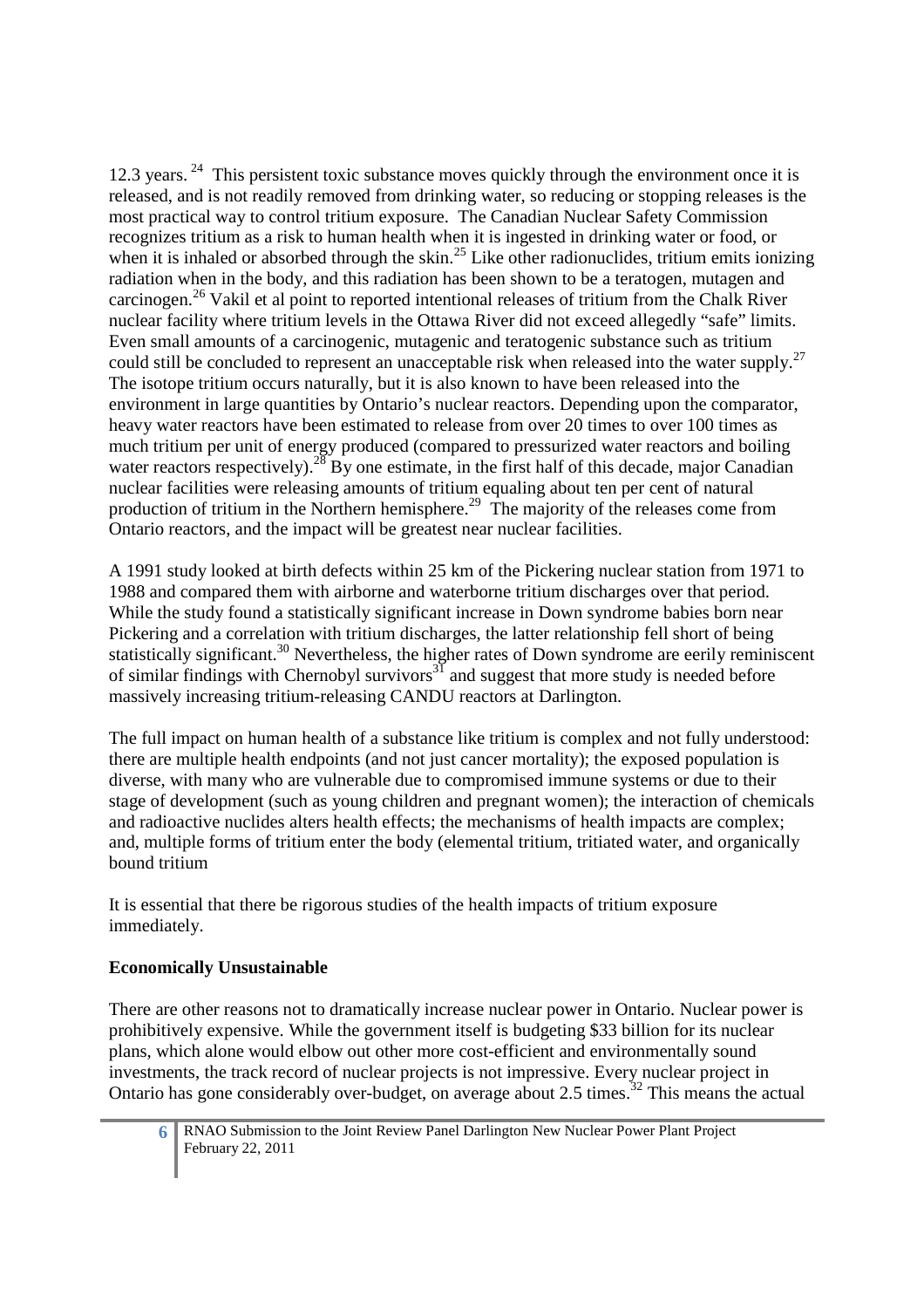12.3 years. [24] This persistent toxic substance moves quickly through the environment once it is released, and is not readily removed from drinking water, so reducing or stopping releases is the most practical way to control tritium exposure. The Canadian Nuclear Safety Commission recognizes tritium as a risk to human health when it is ingested in drinking water or food, or when it is inhaled or absorbed through the skin.[25] Like other radionuclides, tritium emits ionizing radiation when in the body, and this radiation has been shown to be a teratogen, mutagen and carcinogen.[26] Vakil et al point to reported intentional releases of tritium from the Chalk River nuclear facility where tritium levels in the Ottawa River did not exceed allegedly "safe" limits. Even small amounts of a carcinogenic, mutagenic and teratogenic substance such as tritium could still be concluded to represent an unacceptable risk when released into the water supply.[27] The isotope tritium occurs naturally, but it is also known to have been released into the environment in large quantities by Ontario's nuclear reactors. Depending upon the comparator, heavy water reactors have been estimated to release from over 20 times to over 100 times as much tritium per unit of energy produced (compared to pressurized water reactors and boiling water reactors respectively).[28] By one estimate, in the first half of this decade, major Canadian nuclear facilities were releasing amounts of tritium equaling about ten per cent of natural production of tritium in the Northern hemisphere.[29] The majority of the releases come from Ontario reactors, and the impact will be greatest near nuclear facilities.

A 1991 study looked at birth defects within 25 km of the Pickering nuclear station from 1971 to 1988 and compared them with airborne and waterborne tritium discharges over that period. While the study found a statistically significant increase in Down syndrome babies born near Pickering and a correlation with tritium discharges, the latter relationship fell short of being statistically significant.[30] Nevertheless, the higher rates of Down syndrome are eerily reminiscent of similar findings with Chernobyl survivors[31] and suggest that more study is needed before massively increasing tritium-releasing CANDU reactors at Darlington.

The full impact on human health of a substance like tritium is complex and not fully understood: there are multiple health endpoints (and not just cancer mortality); the exposed population is diverse, with many who are vulnerable due to compromised immune systems or due to their stage of development (such as young children and pregnant women); the interaction of chemicals and radioactive nuclides alters health effects; the mechanisms of health impacts are complex; and, multiple forms of tritium enter the body (elemental tritium, tritiated water, and organically bound tritium

It is essential that there be rigorous studies of the health impacts of tritium exposure immediately.

**Economically Unsustainable**

There are other reasons not to dramatically increase nuclear power in Ontario. Nuclear power is prohibitively expensive. While the government itself is budgeting $33 billion for its nuclear plans, which alone would elbow out other more cost-efficient and environmentally sound investments, the track record of nuclear projects is not impressive. Every nuclear project in Ontario has gone considerably over-budget, on average about 2.5 times.[32] This means the actual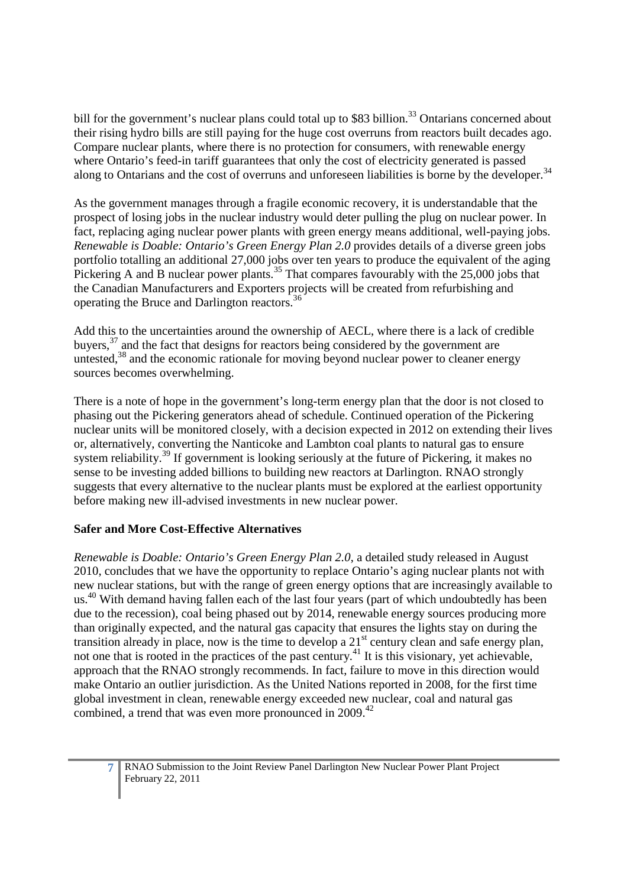bill for the government's nuclear plans could total up to $83 billion.[33] Ontarians concerned about their rising hydro bills are still paying for the huge cost overruns from reactors built decades ago. Compare nuclear plants, where there is no protection for consumers, with renewable energy where Ontario's feed-in tariff guarantees that only the cost of electricity generated is passed along to Ontarians and the cost of overruns and unforeseen liabilities is borne by the developer.[34]

As the government manages through a fragile economic recovery, it is understandable that the prospect of losing jobs in the nuclear industry would deter pulling the plug on nuclear power. In fact, replacing aging nuclear power plants with green energy means additional, well-paying jobs. *Renewable is Doable: Ontario's Green Energy Plan 2.0* provides details of a diverse green jobs portfolio totalling an additional 27,000 jobs over ten years to produce the equivalent of the aging Pickering A and B nuclear power plants.[35] That compares favourably with the 25,000 jobs that the Canadian Manufacturers and Exporters projects will be created from refurbishing and operating the Bruce and Darlington reactors.[36]

Add this to the uncertainties around the ownership of AECL, where there is a lack of credible buyers,[37] and the fact that designs for reactors being considered by the government are untested,[38] and the economic rationale for moving beyond nuclear power to cleaner energy sources becomes overwhelming.

There is a note of hope in the government's long-term energy plan that the door is not closed to phasing out the Pickering generators ahead of schedule. Continued operation of the Pickering nuclear units will be monitored closely, with a decision expected in 2012 on extending their lives or, alternatively, converting the Nanticoke and Lambton coal plants to natural gas to ensure system reliability.[39] If government is looking seriously at the future of Pickering, it makes no sense to be investing added billions to building new reactors at Darlington. RNAO strongly suggests that every alternative to the nuclear plants must be explored at the earliest opportunity before making new ill-advised investments in new nuclear power.

**Safer and More Cost-Effective Alternatives**

*Renewable is Doable: Ontario's Green Energy Plan 2.0*, a detailed study released in August 2010, concludes that we have the opportunity to replace Ontario's aging nuclear plants not with new nuclear stations, but with the range of green energy options that are increasingly available to us.[40] With demand having fallen each of the last four years (part of which undoubtedly has been due to the recession), coal being phased out by 2014, renewable energy sources producing more than originally expected, and the natural gas capacity that ensures the lights stay on during the transition already in place, now is the time to develop a 21st century clean and safe energy plan, not one that is rooted in the practices of the past century.[41] It is this visionary, yet achievable, approach that the RNAO strongly recommends. In fact, failure to move in this direction would make Ontario an outlier jurisdiction. As the United Nations reported in 2008, for the first time global investment in clean, renewable energy exceeded new nuclear, coal and natural gas combined, a trend that was even more pronounced in 2009.[42]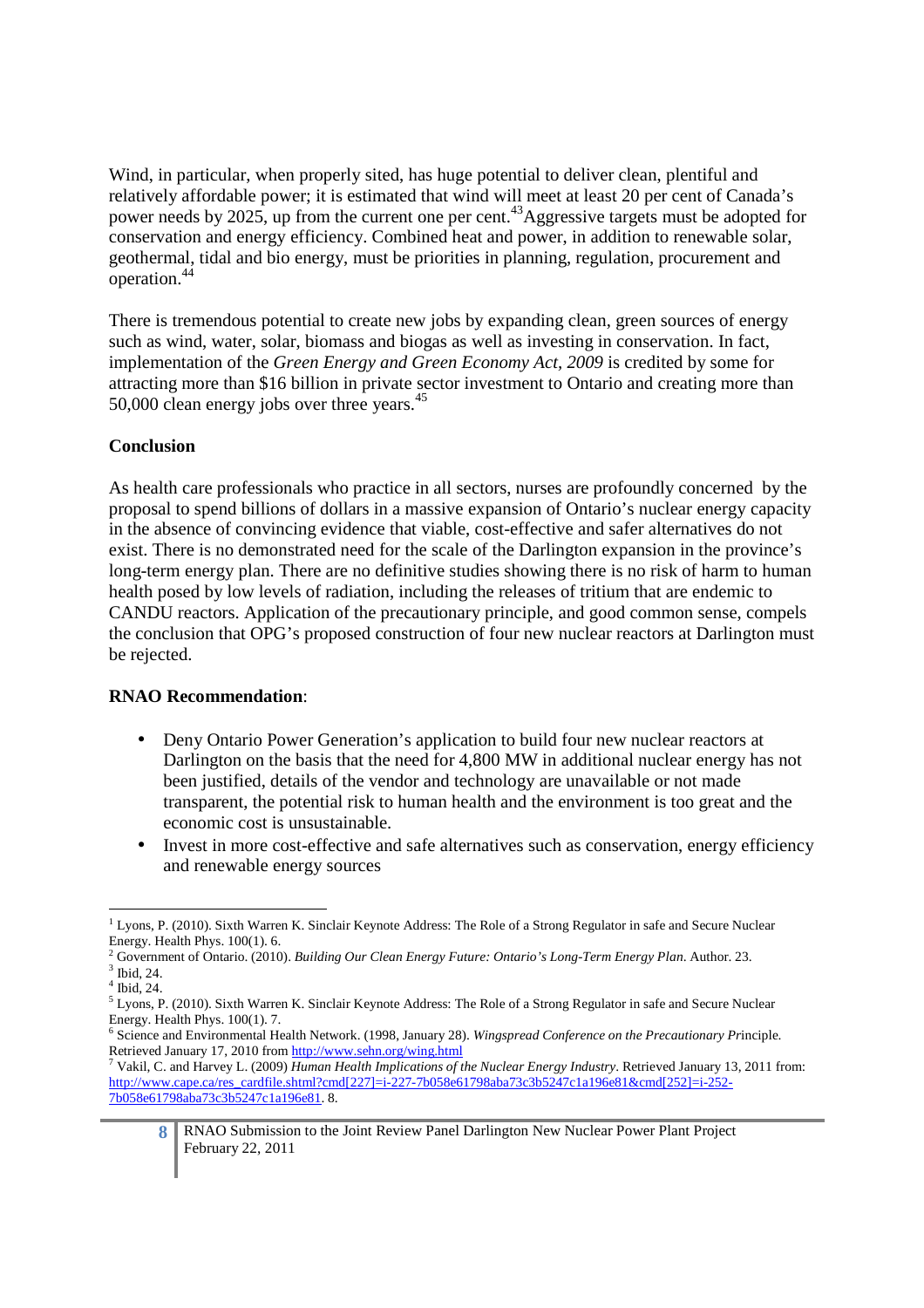Wind, in particular, when properly sited, has huge potential to deliver clean, plentiful and relatively affordable power; it is estimated that wind will meet at least 20 per cent of Canada's power needs by 2025, up from the current one per cent.[43] Aggressive targets must be adopted for conservation and energy efficiency. Combined heat and power, in addition to renewable solar, geothermal, tidal and bio energy, must be priorities in planning, regulation, procurement and operation.[44]

There is tremendous potential to create new jobs by expanding clean, green sources of energy such as wind, water, solar, biomass and biogas as well as investing in conservation. In fact, implementation of the *Green Energy and Green Economy Act, 2009* is credited by some for attracting more than $16 billion in private sector investment to Ontario and creating more than 50,000 clean energy jobs over three years.[45]

**Conclusion**

As health care professionals who practice in all sectors, nurses are profoundly concerned by the proposal to spend billions of dollars in a massive expansion of Ontario's nuclear energy capacity in the absence of convincing evidence that viable, cost-effective and safer alternatives do not exist. There is no demonstrated need for the scale of the Darlington expansion in the province's long-term energy plan. There are no definitive studies showing there is no risk of harm to human health posed by low levels of radiation, including the releases of tritium that are endemic to CANDU reactors. Application of the precautionary principle, and good common sense, compels the conclusion that OPG's proposed construction of four new nuclear reactors at Darlington must be rejected.

**RNAO Recommendation**:

- Deny Ontario Power Generation's application to build four new nuclear reactors at Darlington on the basis that the need for 4,800 MW in additional nuclear energy has not been justified, details of the vendor and technology are unavailable or not made transparent, the potential risk to human health and the environment is too great and the economic cost is unsustainable.
- Invest in more cost-effective and safe alternatives such as conservation, energy efficiency and renewable energy sources

---

[1] Lyons, P. (2010). Sixth Warren K. Sinclair Keynote Address: The Role of a Strong Regulator in safe and Secure Nuclear Energy. Health Phys. 100(1). 6.

[2] Government of Ontario. (2010). *Building Our Clean Energy Future: Ontario's Long-Term Energy Plan*. Author. 23.

[3] Ibid, 24.

[4] Ibid, 24.

[5] Lyons, P. (2010). Sixth Warren K. Sinclair Keynote Address: The Role of a Strong Regulator in safe and Secure Nuclear Energy. Health Phys. 100(1). 7.

[6] Science and Environmental Health Network. (1998, January 28). *Wingspread Conference on the Precautionary Pr*inciple. Retrieved January 17, 2010 from http://www.sehn.org/wing.html

[7] Vakil, C. and Harvey L. (2009) *Human Health Implications of the Nuclear Energy Industry*. Retrieved January 13, 2011 from: http://www.cape.ca/res_cardfile.shtml?cmd[227]=i-227-7b058e61798aba73c3b5247c1a196e81&cmd[252]=i-252-7b058e61798aba73c3b5247c1a196e81. 8.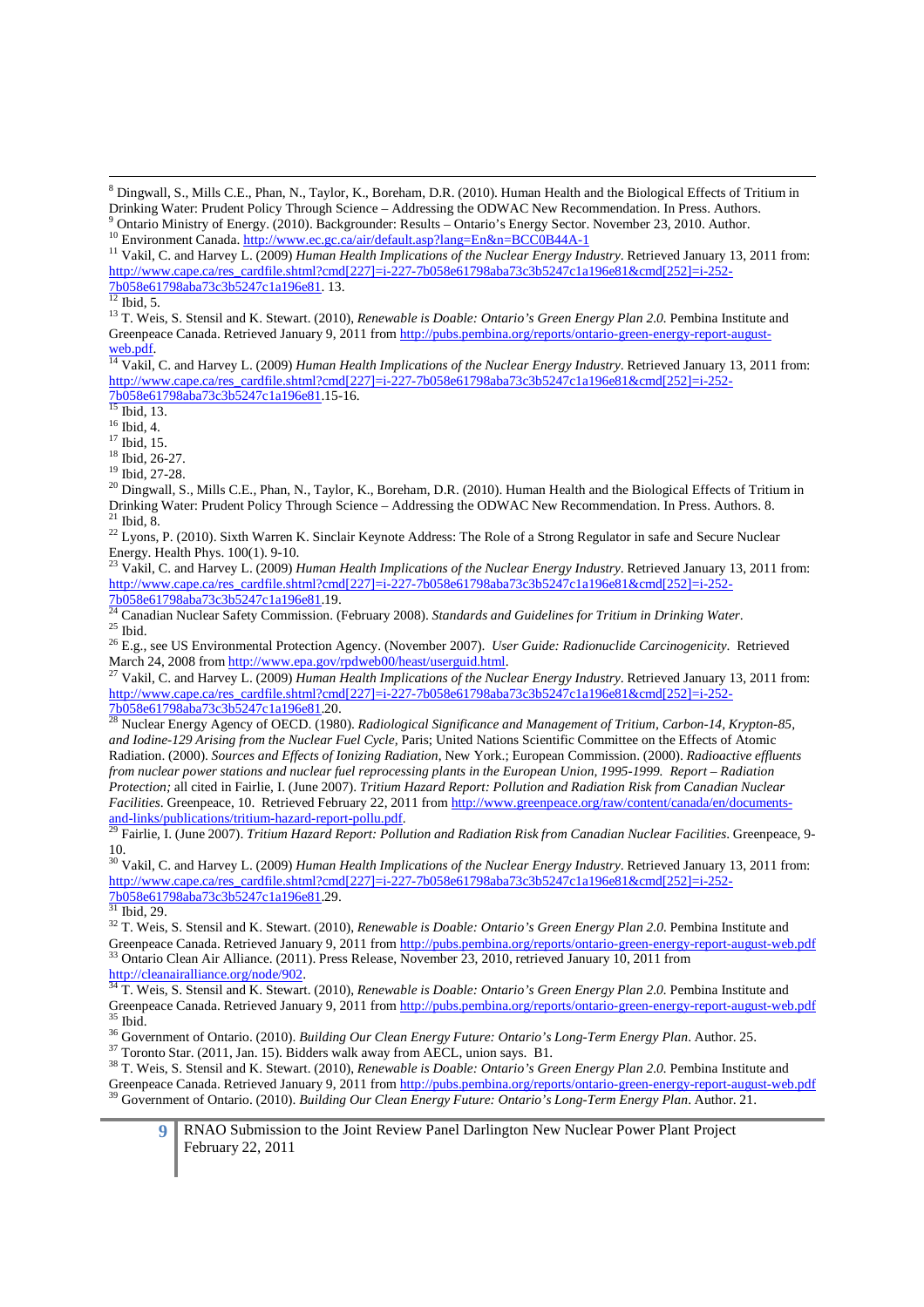[8] Dingwall, S., Mills C.E., Phan, N., Taylor, K., Boreham, D.R. (2010). Human Health and the Biological Effects of Tritium in Drinking Water: Prudent Policy Through Science – Addressing the ODWAC New Recommendation. In Press. Authors.

[9] Ontario Ministry of Energy. (2010). Backgrounder: Results – Ontario's Energy Sector. November 23, 2010. Author.

[10] Environment Canada. http://www.ec.gc.ca/air/default.asp?lang=En&n=BCC0B44A-1

[11] Vakil, C. and Harvey L. (2009) *Human Health Implications of the Nuclear Energy Industry*. Retrieved January 13, 2011 from: http://www.cape.ca/res_cardfile.shtml?cmd[227]=i-227-7b058e61798aba73c3b5247c1a196e81&cmd[252]=i-252-7b058e61798aba73c3b5247c1a196e81. 13.

[12] Ibid, 5.

[13] T. Weis, S. Stensil and K. Stewart. (2010), *Renewable is Doable: Ontario's Green Energy Plan 2.0.* Pembina Institute and Greenpeace Canada. Retrieved January 9, 2011 from http://pubs.pembina.org/reports/ontario-green-energy-report-august-web.pdf.

[14] Vakil, C. and Harvey L. (2009) *Human Health Implications of the Nuclear Energy Industry*. Retrieved January 13, 2011 from: http://www.cape.ca/res_cardfile.shtml?cmd[227]=i-227-7b058e61798aba73c3b5247c1a196e81&cmd[252]=i-252-7b058e61798aba73c3b5247c1a196e81.15-16.

[15] Ibid, 13.

[16] Ibid, 4.

[17] Ibid, 15.

[18] Ibid, 26-27.

[19] Ibid, 27-28.

[20] Dingwall, S., Mills C.E., Phan, N., Taylor, K., Boreham, D.R. (2010). Human Health and the Biological Effects of Tritium in Drinking Water: Prudent Policy Through Science – Addressing the ODWAC New Recommendation. In Press. Authors. 8.

[21] Ibid, 8.

[22] Lyons, P. (2010). Sixth Warren K. Sinclair Keynote Address: The Role of a Strong Regulator in safe and Secure Nuclear Energy. Health Phys. 100(1). 9-10.

[23] Vakil, C. and Harvey L. (2009) *Human Health Implications of the Nuclear Energy Industry*. Retrieved January 13, 2011 from: http://www.cape.ca/res_cardfile.shtml?cmd[227]=i-227-7b058e61798aba73c3b5247c1a196e81&cmd[252]=i-252-7b058e61798aba73c3b5247c1a196e81.19.

[24] Canadian Nuclear Safety Commission. (February 2008). *Standards and Guidelines for Tritium in Drinking Water*.

[25] Ibid.

[26] E.g., see US Environmental Protection Agency. (November 2007). *User Guide: Radionuclide Carcinogenicity*. Retrieved March 24, 2008 from http://www.epa.gov/rpdweb00/heast/userguid.html.

[27] Vakil, C. and Harvey L. (2009) *Human Health Implications of the Nuclear Energy Industry*. Retrieved January 13, 2011 from: http://www.cape.ca/res_cardfile.shtml?cmd[227]=i-227-7b058e61798aba73c3b5247c1a196e81&cmd[252]=i-252-7b058e61798aba73c3b5247c1a196e81.20.

[28] Nuclear Energy Agency of OECD. (1980). *Radiological Significance and Management of Tritium, Carbon-14, Krypton-85, and Iodine-129 Arising from the Nuclear Fuel Cycle,* Paris; United Nations Scientific Committee on the Effects of Atomic Radiation. (2000). *Sources and Effects of Ionizing Radiation,* New York.; European Commission. (2000). *Radioactive effluents from nuclear power stations and nuclear fuel reprocessing plants in the European Union, 1995-1999. Report – Radiation Protection;* all cited in Fairlie, I. (June 2007). *Tritium Hazard Report: Pollution and Radiation Risk from Canadian Nuclear Facilities*. Greenpeace, 10. Retrieved February 22, 2011 from http://www.greenpeace.org/raw/content/canada/en/documents-and-links/publications/tritium-hazard-report-pollu.pdf.

[29] Fairlie, I. (June 2007). *Tritium Hazard Report: Pollution and Radiation Risk from Canadian Nuclear Facilities*. Greenpeace, 9-10.

[30] Vakil, C. and Harvey L. (2009) *Human Health Implications of the Nuclear Energy Industry*. Retrieved January 13, 2011 from: http://www.cape.ca/res_cardfile.shtml?cmd[227]=i-227-7b058e61798aba73c3b5247c1a196e81&cmd[252]=i-252-7b058e61798aba73c3b5247c1a196e81.29.

[31] Ibid, 29.

[32] T. Weis, S. Stensil and K. Stewart. (2010), *Renewable is Doable: Ontario's Green Energy Plan 2.0.* Pembina Institute and Greenpeace Canada. Retrieved January 9, 2011 from http://pubs.pembina.org/reports/ontario-green-energy-report-august-web.pdf

[33] Ontario Clean Air Alliance. (2011). Press Release, November 23, 2010, retrieved January 10, 2011 from http://cleanairalliance.org/node/902.

[34] T. Weis, S. Stensil and K. Stewart. (2010), *Renewable is Doable: Ontario's Green Energy Plan 2.0.* Pembina Institute and Greenpeace Canada. Retrieved January 9, 2011 from http://pubs.pembina.org/reports/ontario-green-energy-report-august-web.pdf

[35] Ibid.

[36] Government of Ontario. (2010). *Building Our Clean Energy Future: Ontario's Long-Term Energy Plan*. Author. 25.

[37] Toronto Star. (2011, Jan. 15). Bidders walk away from AECL, union says. B1.

[38] T. Weis, S. Stensil and K. Stewart. (2010), *Renewable is Doable: Ontario's Green Energy Plan 2.0.* Pembina Institute and Greenpeace Canada. Retrieved January 9, 2011 from http://pubs.pembina.org/reports/ontario-green-energy-report-august-web.pdf

[39] Government of Ontario. (2010). *Building Our Clean Energy Future: Ontario's Long-Term Energy Plan*. Author. 21.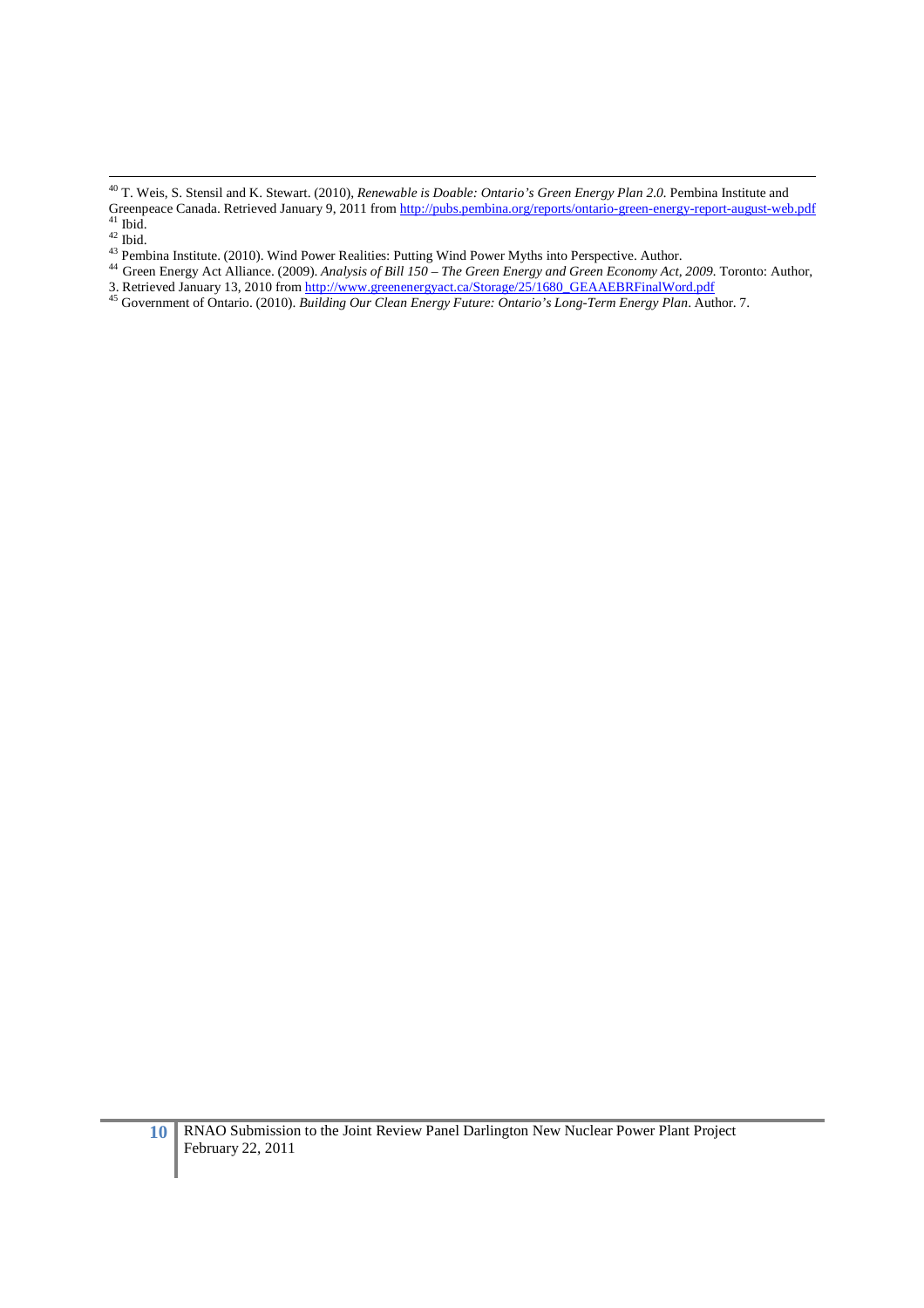[40] T. Weis, S. Stensil and K. Stewart. (2010), *Renewable is Doable: Ontario's Green Energy Plan 2.0.* Pembina Institute and Greenpeace Canada. Retrieved January 9, 2011 from http://pubs.pembina.org/reports/ontario-green-energy-report-august-web.pdf

[41] Ibid.

[42] Ibid.

[43] Pembina Institute. (2010). Wind Power Realities: Putting Wind Power Myths into Perspective. Author.

[44] Green Energy Act Alliance. (2009). *Analysis of Bill 150 – The Green Energy and Green Economy Act, 2009.* Toronto: Author, 3. Retrieved January 13, 2010 from http://www.greenenergyact.ca/Storage/25/1680_GEAAEBRFinalWord.pdf

[45] Government of Ontario. (2010). *Building Our Clean Energy Future: Ontario's Long-Term Energy Plan*. Author. 7.